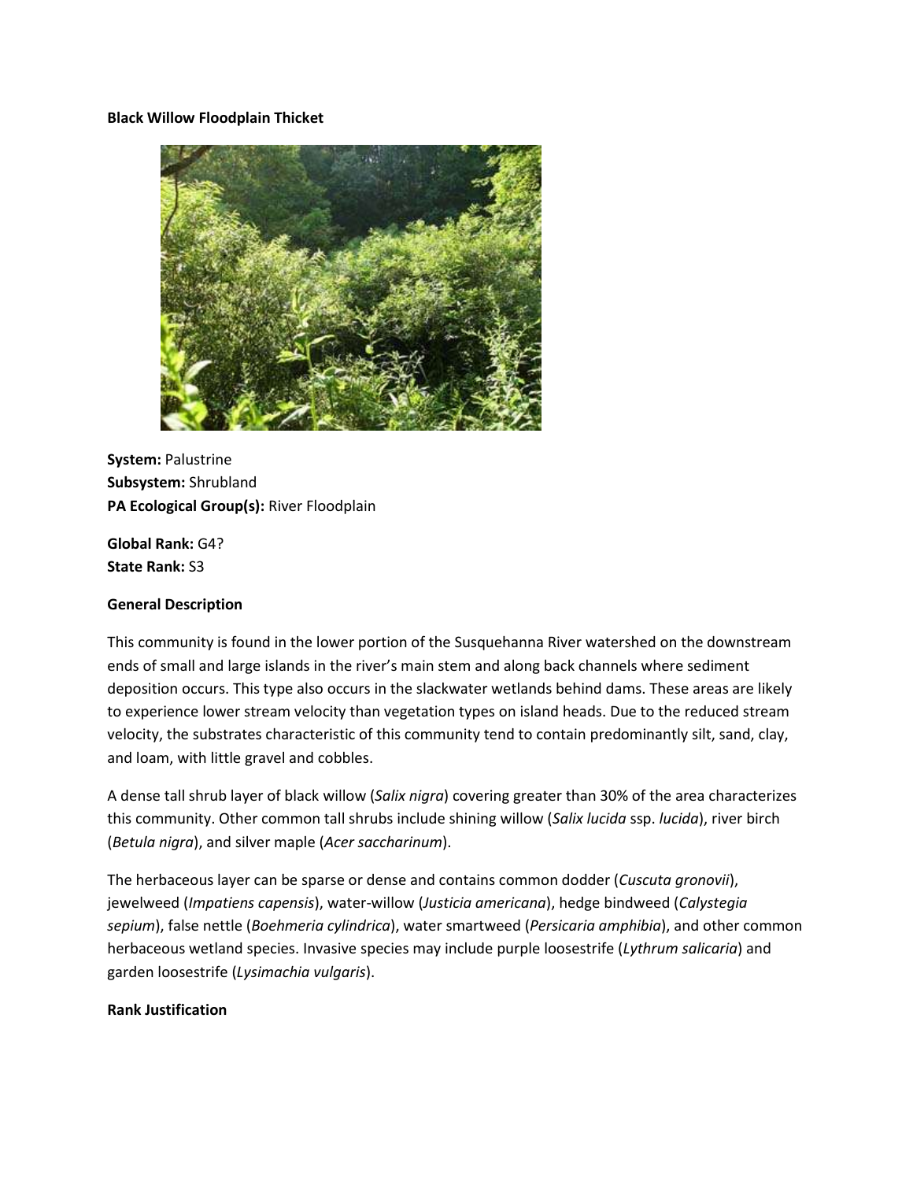# Black Willow Floodplain Thicket

**System:** Palustrine
**Subsystem:** Shrubland
**PA Ecological Group(s):** River Floodplain

**Global Rank:** G4?
**State Rank:** S3

## General Description

This community is found in the lower portion of the Susquehanna River watershed on the downstream ends of small and large islands in the river's main stem and along back channels where sediment deposition occurs. This type also occurs in the slackwater wetlands behind dams. These areas are likely to experience lower stream velocity than vegetation types on island heads. Due to the reduced stream velocity, the substrates characteristic of this community tend to contain predominantly silt, sand, clay, and loam, with little gravel and cobbles.

A dense tall shrub layer of black willow (*Salix nigra*) covering greater than 30% of the area characterizes this community. Other common tall shrubs include shining willow (*Salix lucida* ssp. *lucida*), river birch (*Betula nigra*), and silver maple (*Acer saccharinum*).

The herbaceous layer can be sparse or dense and contains common dodder (*Cuscuta gronovii*), jewelweed (*Impatiens capensis*), water-willow (*Justicia americana*), hedge bindweed (*Calystegia sepium*), false nettle (*Boehmeria cylindrica*), water smartweed (*Persicaria amphibia*), and other common herbaceous wetland species. Invasive species may include purple loosestrife (*Lythrum salicaria*) and garden loosestrife (*Lysimachia vulgaris*).

## Rank Justification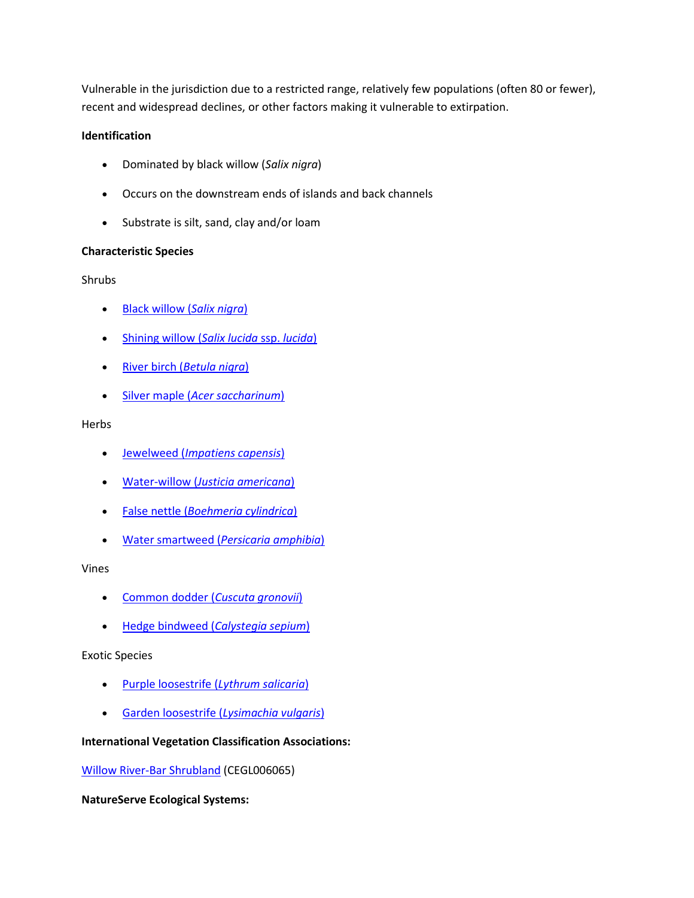Vulnerable in the jurisdiction due to a restricted range, relatively few populations (often 80 or fewer), recent and widespread declines, or other factors making it vulnerable to extirpation.

**Identification**

- Dominated by black willow (*Salix nigra*)
- Occurs on the downstream ends of islands and back channels
- Substrate is silt, sand, clay and/or loam

**Characteristic Species**

Shrubs

- Black willow (*Salix nigra*)
- Shining willow (*Salix lucida* ssp. *lucida*)
- River birch (*Betula nigra*)
- Silver maple (*Acer saccharinum*)

Herbs

- Jewelweed (*Impatiens capensis*)
- Water-willow (*Justicia americana*)
- False nettle (*Boehmeria cylindrica*)
- Water smartweed (*Persicaria amphibia*)

Vines

- Common dodder (*Cuscuta gronovii*)
- Hedge bindweed (*Calystegia sepium*)

Exotic Species

- Purple loosestrife (*Lythrum salicaria*)
- Garden loosestrife (*Lysimachia vulgaris*)

**International Vegetation Classification Associations:**

Willow River-Bar Shrubland (CEGL006065)

**NatureServe Ecological Systems:**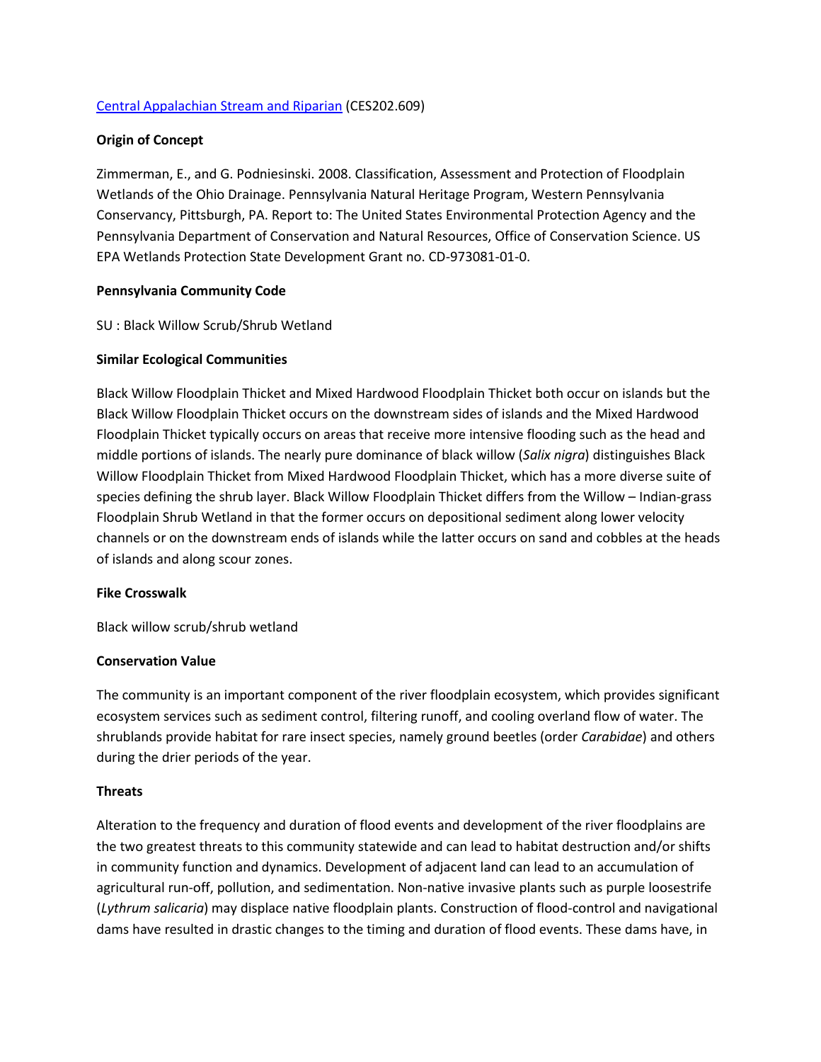[Central Appalachian Stream and Riparian](#) (CES202.609)

**Origin of Concept**

Zimmerman, E., and G. Podniesinski. 2008. Classification, Assessment and Protection of Floodplain Wetlands of the Ohio Drainage. Pennsylvania Natural Heritage Program, Western Pennsylvania Conservancy, Pittsburgh, PA. Report to: The United States Environmental Protection Agency and the Pennsylvania Department of Conservation and Natural Resources, Office of Conservation Science. US EPA Wetlands Protection State Development Grant no. CD-973081-01-0.

**Pennsylvania Community Code**

SU : Black Willow Scrub/Shrub Wetland

**Similar Ecological Communities**

Black Willow Floodplain Thicket and Mixed Hardwood Floodplain Thicket both occur on islands but the Black Willow Floodplain Thicket occurs on the downstream sides of islands and the Mixed Hardwood Floodplain Thicket typically occurs on areas that receive more intensive flooding such as the head and middle portions of islands. The nearly pure dominance of black willow (*Salix nigra*) distinguishes Black Willow Floodplain Thicket from Mixed Hardwood Floodplain Thicket, which has a more diverse suite of species defining the shrub layer. Black Willow Floodplain Thicket differs from the Willow – Indian-grass Floodplain Shrub Wetland in that the former occurs on depositional sediment along lower velocity channels or on the downstream ends of islands while the latter occurs on sand and cobbles at the heads of islands and along scour zones.

**Fike Crosswalk**

Black willow scrub/shrub wetland

**Conservation Value**

The community is an important component of the river floodplain ecosystem, which provides significant ecosystem services such as sediment control, filtering runoff, and cooling overland flow of water. The shrublands provide habitat for rare insect species, namely ground beetles (order *Carabidae*) and others during the drier periods of the year.

**Threats**

Alteration to the frequency and duration of flood events and development of the river floodplains are the two greatest threats to this community statewide and can lead to habitat destruction and/or shifts in community function and dynamics. Development of adjacent land can lead to an accumulation of agricultural run-off, pollution, and sedimentation. Non-native invasive plants such as purple loosestrife (*Lythrum salicaria*) may displace native floodplain plants. Construction of flood-control and navigational dams have resulted in drastic changes to the timing and duration of flood events. These dams have, in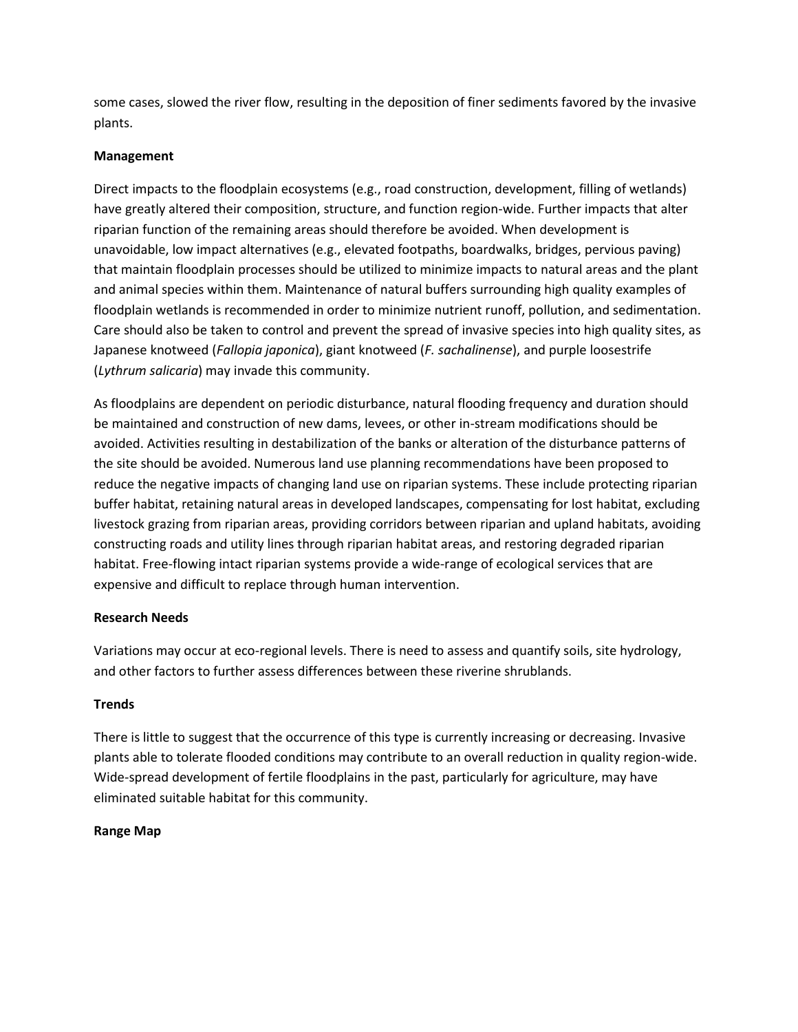some cases, slowed the river flow, resulting in the deposition of finer sediments favored by the invasive plants.

**Management**

Direct impacts to the floodplain ecosystems (e.g., road construction, development, filling of wetlands) have greatly altered their composition, structure, and function region-wide. Further impacts that alter riparian function of the remaining areas should therefore be avoided. When development is unavoidable, low impact alternatives (e.g., elevated footpaths, boardwalks, bridges, pervious paving) that maintain floodplain processes should be utilized to minimize impacts to natural areas and the plant and animal species within them. Maintenance of natural buffers surrounding high quality examples of floodplain wetlands is recommended in order to minimize nutrient runoff, pollution, and sedimentation. Care should also be taken to control and prevent the spread of invasive species into high quality sites, as Japanese knotweed (*Fallopia japonica*), giant knotweed (*F. sachalinense*), and purple loosestrife (*Lythrum salicaria*) may invade this community.

As floodplains are dependent on periodic disturbance, natural flooding frequency and duration should be maintained and construction of new dams, levees, or other in-stream modifications should be avoided. Activities resulting in destabilization of the banks or alteration of the disturbance patterns of the site should be avoided. Numerous land use planning recommendations have been proposed to reduce the negative impacts of changing land use on riparian systems. These include protecting riparian buffer habitat, retaining natural areas in developed landscapes, compensating for lost habitat, excluding livestock grazing from riparian areas, providing corridors between riparian and upland habitats, avoiding constructing roads and utility lines through riparian habitat areas, and restoring degraded riparian habitat. Free-flowing intact riparian systems provide a wide-range of ecological services that are expensive and difficult to replace through human intervention.

**Research Needs**

Variations may occur at eco-regional levels. There is need to assess and quantify soils, site hydrology, and other factors to further assess differences between these riverine shrublands.

**Trends**

There is little to suggest that the occurrence of this type is currently increasing or decreasing. Invasive plants able to tolerate flooded conditions may contribute to an overall reduction in quality region-wide. Wide-spread development of fertile floodplains in the past, particularly for agriculture, may have eliminated suitable habitat for this community.

**Range Map**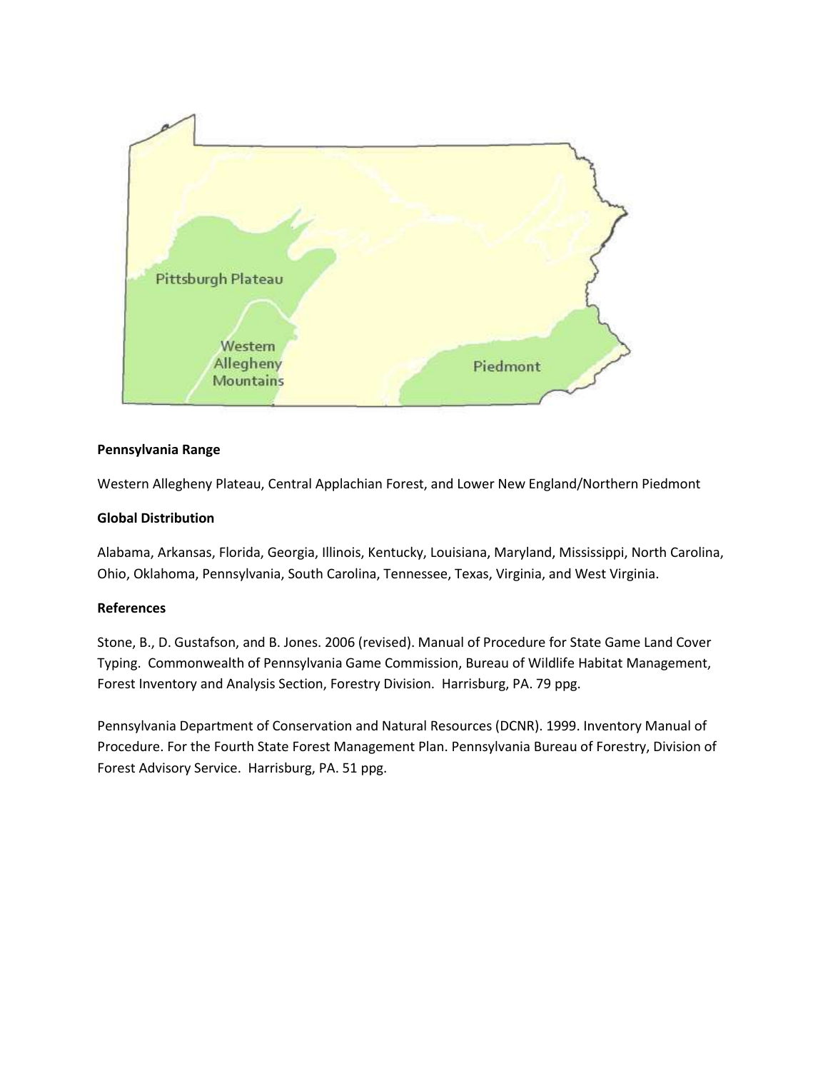Pittsburgh Plateau

Western Allegheny Mountains

Piedmont

**Pennsylvania Range**

Western Allegheny Plateau, Central Applachian Forest, and Lower New England/Northern Piedmont

**Global Distribution**

Alabama, Arkansas, Florida, Georgia, Illinois, Kentucky, Louisiana, Maryland, Mississippi, North Carolina, Ohio, Oklahoma, Pennsylvania, South Carolina, Tennessee, Texas, Virginia, and West Virginia.

**References**

Stone, B., D. Gustafson, and B. Jones. 2006 (revised). Manual of Procedure for State Game Land Cover Typing. Commonwealth of Pennsylvania Game Commission, Bureau of Wildlife Habitat Management, Forest Inventory and Analysis Section, Forestry Division. Harrisburg, PA. 79 ppg.

Pennsylvania Department of Conservation and Natural Resources (DCNR). 1999. Inventory Manual of Procedure. For the Fourth State Forest Management Plan. Pennsylvania Bureau of Forestry, Division of Forest Advisory Service. Harrisburg, PA. 51 ppg.